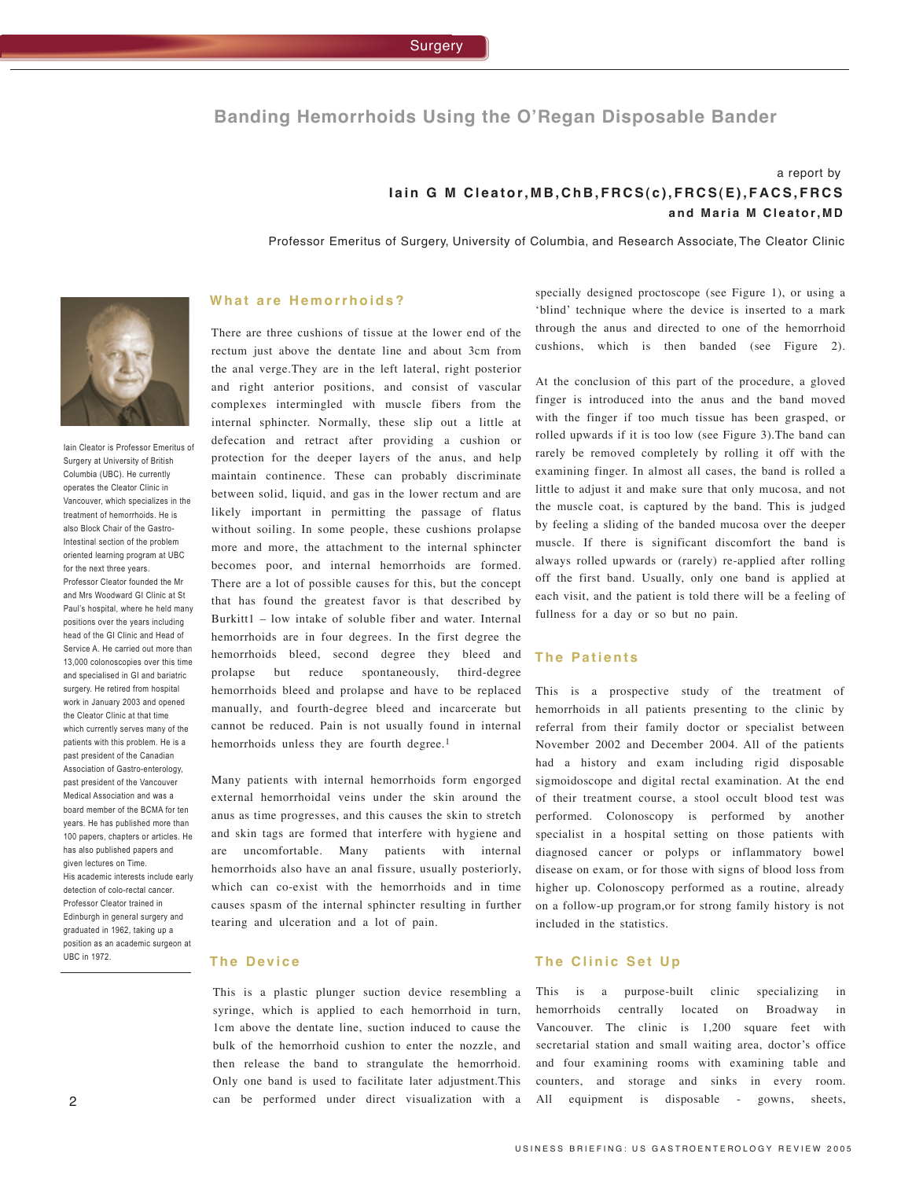# Banding Hemorrhoids Using the O'Regan Disposable Bander

a report by

**Iain G M Cleator, MB, ChB, FRCS(c), FRCS(E), FACS, FRCS**
**and Maria M Cleator, MD**

Professor Emeritus of Surgery, University of Columbia, and Research Associate, The Cleator Clinic

Iain Cleator is Professor Emeritus of Surgery at University of British Columbia (UBC). He currently operates the Cleator Clinic in Vancouver, which specializes in the treatment of hemorrhoids. He is also Block Chair of the Gastro-Intestinal section of the problem oriented learning program at UBC for the next three years. Professor Cleator founded the Mr and Mrs Woodward GI Clinic at St Paul's hospital, where he held many positions over the years including head of the GI Clinic and Head of Service A. He carried out more than 13,000 colonoscopies over this time and specialised in GI and bariatric surgery. He retired from hospital work in January 2003 and opened the Cleator Clinic at that time which currently serves many of the patients with this problem. He is a past president of the Canadian Association of Gastro-enterology, past president of the Vancouver Medical Association and was a board member of the BCMA for ten years. He has published more than 100 papers, chapters or articles. He has also published papers and given lectures on Time. His academic interests include early detection of colo-rectal cancer. Professor Cleator trained in Edinburgh in general surgery and graduated in 1962, taking up a position as an academic surgeon at UBC in 1972.

## What are Hemorrhoids?

There are three cushions of tissue at the lower end of the rectum just above the dentate line and about 3cm from the anal verge. They are in the left lateral, right posterior and right anterior positions, and consist of vascular complexes intermingled with muscle fibers from the internal sphincter. Normally, these slip out a little at defecation and retract after providing a cushion or protection for the deeper layers of the anus, and help maintain continence. These can probably discriminate between solid, liquid, and gas in the lower rectum and are likely important in permitting the passage of flatus without soiling. In some people, these cushions prolapse more and more, the attachment to the internal sphincter becomes poor, and internal hemorrhoids are formed. There are a lot of possible causes for this, but the concept that has found the greatest favor is that described by Burkitt1 – low intake of soluble fiber and water. Internal hemorrhoids are in four degrees. In the first degree the hemorrhoids bleed, second degree they bleed and prolapse but reduce spontaneously, third-degree hemorrhoids bleed and prolapse and have to be replaced manually, and fourth-degree bleed and incarcerate but cannot be reduced. Pain is not usually found in internal hemorrhoids unless they are fourth degree.[1]

Many patients with internal hemorrhoids form engorged external hemorrhoidal veins under the skin around the anus as time progresses, and this causes the skin to stretch and skin tags are formed that interfere with hygiene and are uncomfortable. Many patients with internal hemorrhoids also have an anal fissure, usually posteriorly, which can co-exist with the hemorrhoids and in time causes spasm of the internal sphincter resulting in further tearing and ulceration and a lot of pain.

## The Device

This is a plastic plunger suction device resembling a syringe, which is applied to each hemorrhoid in turn, 1cm above the dentate line, suction induced to cause the bulk of the hemorrhoid cushion to enter the nozzle, and then release the band to strangulate the hemorrhoid. Only one band is used to facilitate later adjustment. This can be performed under direct visualization with a specially designed proctoscope (see Figure 1), or using a 'blind' technique where the device is inserted to a mark through the anus and directed to one of the hemorrhoid cushions, which is then banded (see Figure 2).

At the conclusion of this part of the procedure, a gloved finger is introduced into the anus and the band moved with the finger if too much tissue has been grasped, or rolled upwards if it is too low (see Figure 3). The band can rarely be removed completely by rolling it off with the examining finger. In almost all cases, the band is rolled a little to adjust it and make sure that only mucosa, and not the muscle coat, is captured by the band. This is judged by feeling a sliding of the banded mucosa over the deeper muscle. If there is significant discomfort the band is always rolled upwards or (rarely) re-applied after rolling off the first band. Usually, only one band is applied at each visit, and the patient is told there will be a feeling of fullness for a day or so but no pain.

## The Patients

This is a prospective study of the treatment of hemorrhoids in all patients presenting to the clinic by referral from their family doctor or specialist between November 2002 and December 2004. All of the patients had a history and exam including rigid disposable sigmoidoscope and digital rectal examination. At the end of their treatment course, a stool occult blood test was performed. Colonoscopy is performed by another specialist in a hospital setting on those patients with diagnosed cancer or polyps or inflammatory bowel disease on exam, or for those with signs of blood loss from higher up. Colonoscopy performed as a routine, already on a follow-up program, or for strong family history is not included in the statistics.

## The Clinic Set Up

This is a purpose-built clinic specializing in hemorrhoids centrally located on Broadway in Vancouver. The clinic is 1,200 square feet with secretarial station and small waiting area, doctor's office and four examining rooms with examining table and counters, and storage and sinks in every room. All equipment is disposable - gowns, sheets,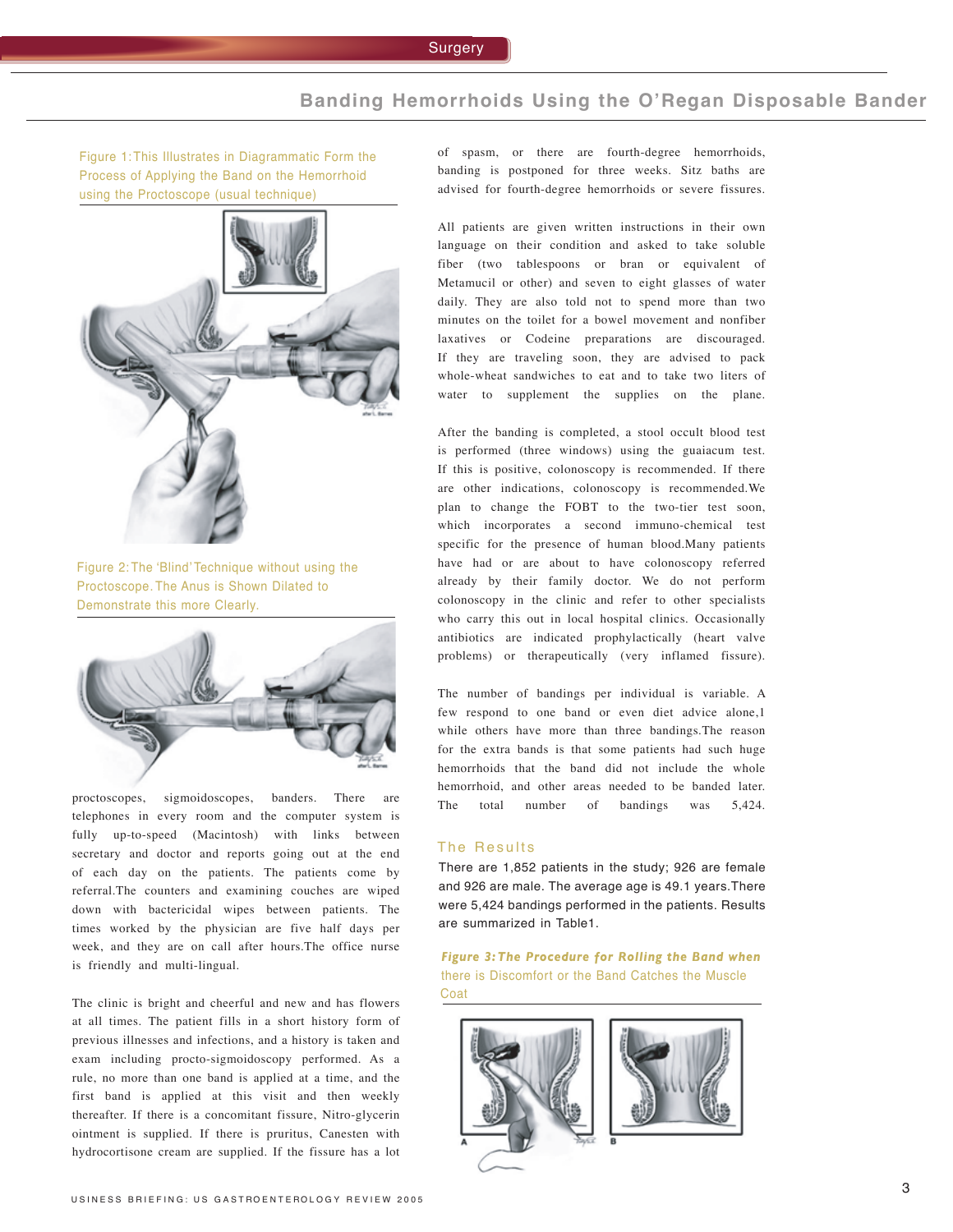Figure 1: This Illustrates in Diagrammatic Form the Process of Applying the Band on the Hemorrhoid using the Proctoscope (usual technique)

Figure 2: The 'Blind' Technique without using the Proctoscope. The Anus is Shown Dilated to Demonstrate this more Clearly.

proctoscopes, sigmoidoscopes, banders. There are telephones in every room and the computer system is fully up-to-speed (Macintosh) with links between secretary and doctor and reports going out at the end of each day on the patients. The patients come by referral. The counters and examining couches are wiped down with bactericidal wipes between patients. The times worked by the physician are five half days per week, and they are on call after hours. The office nurse is friendly and multi-lingual.

The clinic is bright and cheerful and new and has flowers at all times. The patient fills in a short history form of previous illnesses and infections, and a history is taken and exam including procto-sigmoidoscopy performed. As a rule, no more than one band is applied at a time, and the first band is applied at this visit and then weekly thereafter. If there is a concomitant fissure, Nitro-glycerin ointment is supplied. If there is pruritus, Canesten with hydrocortisone cream are supplied. If the fissure has a lot of spasm, or there are fourth-degree hemorrhoids, banding is postponed for three weeks. Sitz baths are advised for fourth-degree hemorrhoids or severe fissures.

All patients are given written instructions in their own language on their condition and asked to take soluble fiber (two tablespoons or bran or equivalent of Metamucil or other) and seven to eight glasses of water daily. They are also told not to spend more than two minutes on the toilet for a bowel movement and nonfiber laxatives or Codeine preparations are discouraged. If they are traveling soon, they are advised to pack whole-wheat sandwiches to eat and to take two liters of water to supplement the supplies on the plane.

After the banding is completed, a stool occult blood test is performed (three windows) using the guaiacum test. If this is positive, colonoscopy is recommended. If there are other indications, colonoscopy is recommended. We plan to change the FOBT to the two-tier test soon, which incorporates a second immuno-chemical test specific for the presence of human blood. Many patients have had or are about to have colonoscopy referred already by their family doctor. We do not perform colonoscopy in the clinic and refer to other specialists who carry this out in local hospital clinics. Occasionally antibiotics are indicated prophylactically (heart valve problems) or therapeutically (very inflamed fissure).

The number of bandings per individual is variable. A few respond to one band or even diet advice alone,[1] while others have more than three bandings. The reason for the extra bands is that some patients had such huge hemorrhoids that the band did not include the whole hemorrhoid, and other areas needed to be banded later. The total number of bandings was 5,424.

## The Results

There are 1,852 patients in the study; 926 are female and 926 are male. The average age is 49.1 years. There were 5,424 bandings performed in the patients. Results are summarized in Table1.

***Figure 3: The Procedure for Rolling the Band when*** there is Discomfort or the Band Catches the Muscle Coat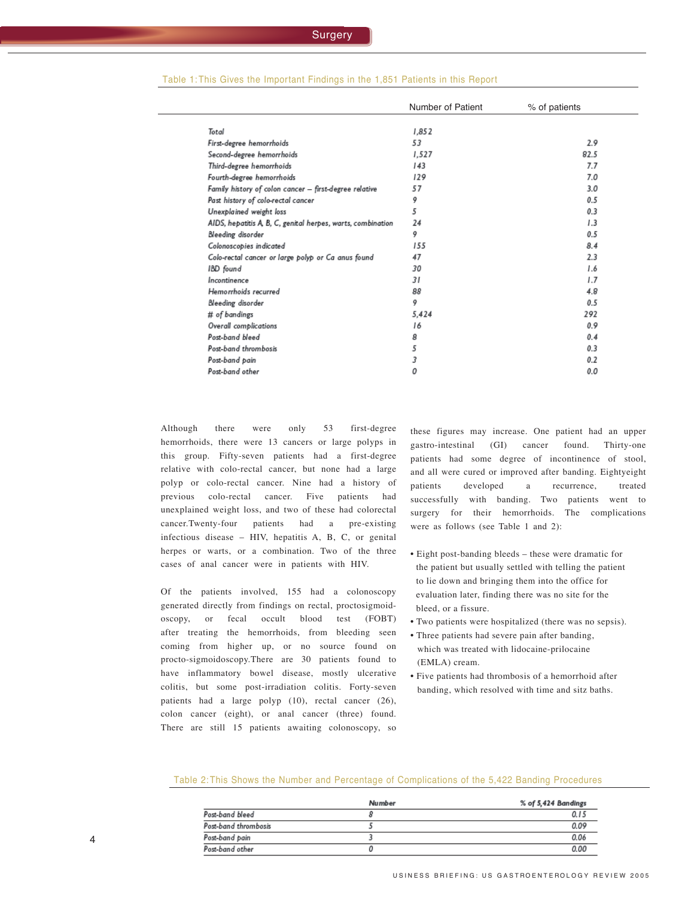Table 1: This Gives the Important Findings in the 1,851 Patients in this Report

| | Number of Patient | % of patients |
|---|---|---|
| Total | 1,852 | |
| First-degree hemorrhoids | 53 | 2.9 |
| Second-degree hemorrhoids | 1,527 | 82.5 |
| Third-degree hemorrhoids | 143 | 7.7 |
| Fourth-degree hemorrhoids | 129 | 7.0 |
| Family history of colon cancer – first-degree relative | 57 | 3.0 |
| Past history of colo-rectal cancer | 9 | 0.5 |
| Unexplained weight loss | 5 | 0.3 |
| AIDS, hepatitis A, B, C, genital herpes, warts, combination | 24 | 1.3 |
| Bleeding disorder | 9 | 0.5 |
| Colonoscopies indicated | 155 | 8.4 |
| Colo-rectal cancer or large polyp or Ca anus found | 47 | 2.3 |
| IBD found | 30 | 1.6 |
| Incontinence | 31 | 1.7 |
| Hemorrhoids recurred | 88 | 4.8 |
| Bleeding disorder | 9 | 0.5 |
| # of bandings | 5,424 | 292 |
| Overall complications | 16 | 0.9 |
| Post-band bleed | 8 | 0.4 |
| Post-band thrombosis | 5 | 0.3 |
| Post-band pain | 3 | 0.2 |
| Post-band other | 0 | 0.0 |

Although there were only 53 first-degree hemorrhoids, there were 13 cancers or large polyps in this group. Fifty-seven patients had a first-degree relative with colo-rectal cancer, but none had a large polyp or colo-rectal cancer. Nine had a history of previous colo-rectal cancer. Five patients had unexplained weight loss, and two of these had colorectal cancer.Twenty-four patients had a pre-existing infectious disease – HIV, hepatitis A, B, C, or genital herpes or warts, or a combination. Two of the three cases of anal cancer were in patients with HIV.

Of the patients involved, 155 had a colonoscopy generated directly from findings on rectal, proctosigmoid-oscopy, or fecal occult blood test (FOBT) after treating the hemorrhoids, from bleeding seen coming from higher up, or no source found on procto-sigmoidoscopy.There are 30 patients found to have inflammatory bowel disease, mostly ulcerative colitis, but some post-irradiation colitis. Forty-seven patients had a large polyp (10), rectal cancer (26), colon cancer (eight), or anal cancer (three) found. There are still 15 patients awaiting colonoscopy, so these figures may increase. One patient had an upper gastro-intestinal (GI) cancer found. Thirty-one patients had some degree of incontinence of stool, and all were cured or improved after banding. Eightyeight patients developed a recurrence, treated successfully with banding. Two patients went to surgery for their hemorrhoids. The complications were as follows (see Table 1 and 2):

- Eight post-banding bleeds – these were dramatic for the patient but usually settled with telling the patient to lie down and bringing them into the office for evaluation later, finding there was no site for the bleed, or a fissure.
- Two patients were hospitalized (there was no sepsis).
- Three patients had severe pain after banding, which was treated with lidocaine-prilocaine (EMLA) cream.
- Five patients had thrombosis of a hemorrhoid after banding, which resolved with time and sitz baths.

Table 2: This Shows the Number and Percentage of Complications of the 5,422 Banding Procedures

| | Number | % of 5,424 Bandings |
|---|---|---|
| Post-band bleed | 8 | 0.15 |
| Post-band thrombosis | 5 | 0.09 |
| Post-band pain | 3 | 0.06 |
| Post-band other | 0 | 0.00 |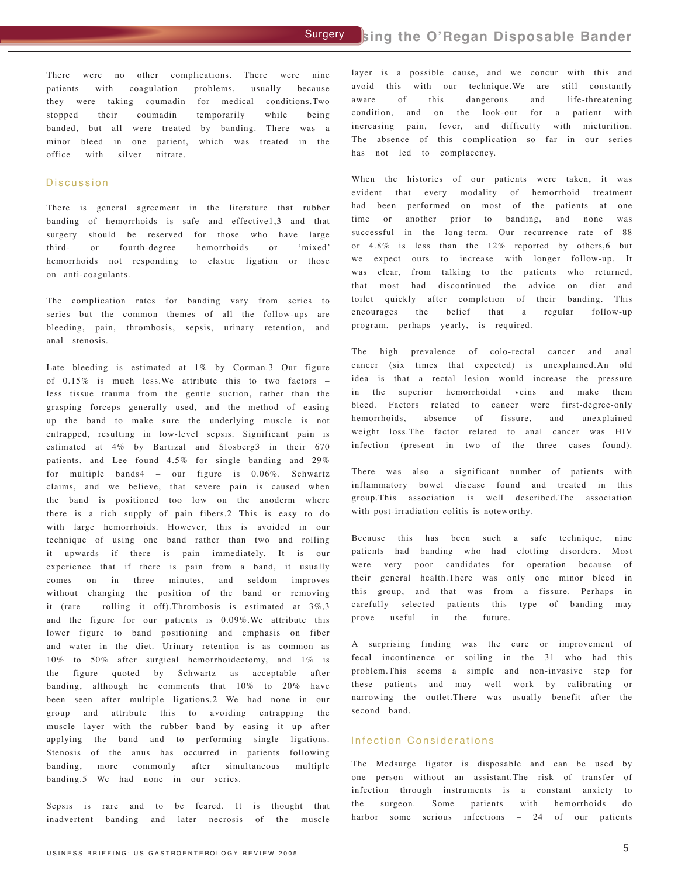There were no other complications. There were nine patients with coagulation problems, usually because they were taking coumadin for medical conditions. Two stopped their coumadin temporarily while being banded, but all were treated by banding. There was a minor bleed in one patient, which was treated in the office with silver nitrate.

## Discussion

There is general agreement in the literature that rubber banding of hemorrhoids is safe and effective[1,3] and that surgery should be reserved for those who have large third- or fourth-degree hemorrhoids or 'mixed' hemorrhoids not responding to elastic ligation or those on anti-coagulants.

The complication rates for banding vary from series to series but the common themes of all the follow-ups are bleeding, pain, thrombosis, sepsis, urinary retention, and anal stenosis.

Late bleeding is estimated at 1% by Corman.[3] Our figure of 0.15% is much less. We attribute this to two factors – less tissue trauma from the gentle suction, rather than the grasping forceps generally used, and the method of easing up the band to make sure the underlying muscle is not entrapped, resulting in low-level sepsis. Significant pain is estimated at 4% by Bartizal and Slosberg[3] in their 670 patients, and Lee found 4.5% for single banding and 29% for multiple bands[4] – our figure is 0.06%. Schwartz claims, and we believe, that severe pain is caused when the band is positioned too low on the anoderm where there is a rich supply of pain fibers.[2] This is easy to do with large hemorrhoids. However, this is avoided in our technique of using one band rather than two and rolling it upwards if there is pain immediately. It is our experience that if there is pain from a band, it usually comes on in three minutes, and seldom improves without changing the position of the band or removing it (rare – rolling it off). Thrombosis is estimated at 3%,[3] and the figure for our patients is 0.09%. We attribute this lower figure to band positioning and emphasis on fiber and water in the diet. Urinary retention is as common as 10% to 50% after surgical hemorrhoidectomy, and 1% is the figure quoted by Schwartz as acceptable after banding, although he comments that 10% to 20% have been seen after multiple ligations.[2] We had none in our group and attribute this to avoiding entrapping the muscle layer with the rubber band by easing it up after applying the band and to performing single ligations. Stenosis of the anus has occurred in patients following banding, more commonly after simultaneous multiple banding.[5] We had none in our series.

Sepsis is rare and to be feared. It is thought that inadvertent banding and later necrosis of the muscle layer is a possible cause, and we concur with this and avoid this with our technique. We are still constantly aware of this dangerous and life-threatening condition, and on the look-out for a patient with increasing pain, fever, and difficulty with micturition. The absence of this complication so far in our series has not led to complacency.

When the histories of our patients were taken, it was evident that every modality of hemorrhoid treatment had been performed on most of the patients at one time or another prior to banding, and none was successful in the long-term. Our recurrence rate of 88 or 4.8% is less than the 12% reported by others,[6] but we expect ours to increase with longer follow-up. It was clear, from talking to the patients who returned, that most had discontinued the advice on diet and toilet quickly after completion of their banding. This encourages the belief that a regular follow-up program, perhaps yearly, is required.

The high prevalence of colo-rectal cancer and anal cancer (six times that expected) is unexplained. An old idea is that a rectal lesion would increase the pressure in the superior hemorrhoidal veins and make them bleed. Factors related to cancer were first-degree-only hemorrhoids, absence of fissure, and unexplained weight loss. The factor related to anal cancer was HIV infection (present in two of the three cases found).

There was also a significant number of patients with inflammatory bowel disease found and treated in this group. This association is well described. The association with post-irradiation colitis is noteworthy.

Because this has been such a safe technique, nine patients had banding who had clotting disorders. Most were very poor candidates for operation because of their general health. There was only one minor bleed in this group, and that was from a fissure. Perhaps in carefully selected patients this type of banding may prove useful in the future.

A surprising finding was the cure or improvement of fecal incontinence or soiling in the 31 who had this problem. This seems a simple and non-invasive step for these patients and may well work by calibrating or narrowing the outlet. There was usually benefit after the second band.

## Infection Considerations

The Medsurge ligator is disposable and can be used by one person without an assistant. The risk of transfer of infection through instruments is a constant anxiety to the surgeon. Some patients with hemorrhoids do harbor some serious infections – 24 of our patients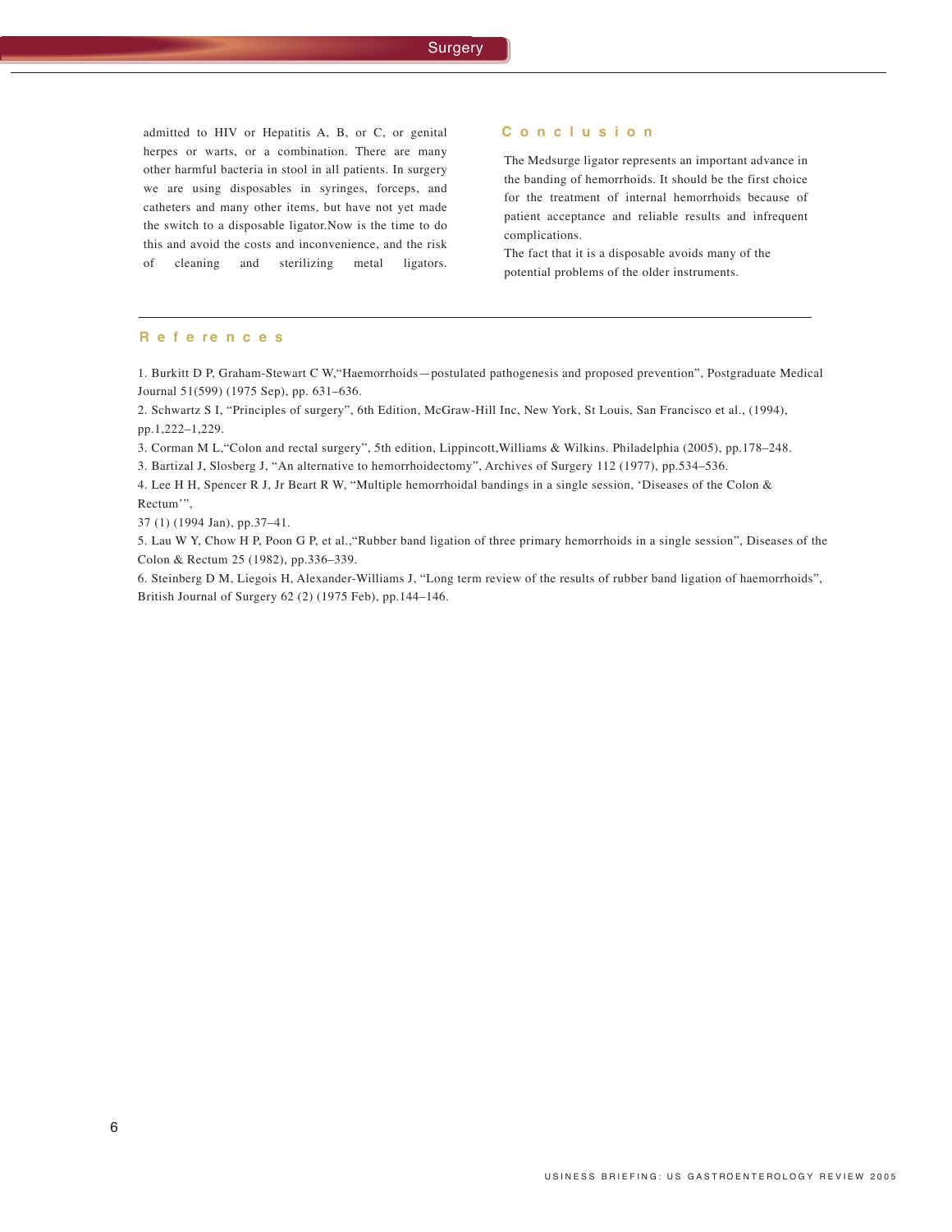admitted to HIV or Hepatitis A, B, or C, or genital herpes or warts, or a combination. There are many other harmful bacteria in stool in all patients. In surgery we are using disposables in syringes, forceps, and catheters and many other items, but have not yet made the switch to a disposable ligator.Now is the time to do this and avoid the costs and inconvenience, and the risk of cleaning and sterilizing metal ligators.

## Conclusion

The Medsurge ligator represents an important advance in the banding of hemorrhoids. It should be the first choice for the treatment of internal hemorrhoids because of patient acceptance and reliable results and infrequent complications.

The fact that it is a disposable avoids many of the potential problems of the older instruments.

## References

1. Burkitt D P, Graham-Stewart C W,"Haemorrhoids—postulated pathogenesis and proposed prevention", Postgraduate Medical Journal 51(599) (1975 Sep), pp. 631–636.
2. Schwartz S I, "Principles of surgery", 6th Edition, McGraw-Hill Inc, New York, St Louis, San Francisco et al., (1994), pp.1,222–1,229.
3. Corman M L,"Colon and rectal surgery", 5th edition, Lippincott,Williams & Wilkins. Philadelphia (2005), pp.178–248.
3. Bartizal J, Slosberg J, "An alternative to hemorrhoidectomy", Archives of Surgery 112 (1977), pp.534–536.
4. Lee H H, Spencer R J, Jr Beart R W, "Multiple hemorrhoidal bandings in a single session, 'Diseases of the Colon & Rectum'", 37 (1) (1994 Jan), pp.37–41.
5. Lau W Y, Chow H P, Poon G P, et al.,"Rubber band ligation of three primary hemorrhoids in a single session", Diseases of the Colon & Rectum 25 (1982), pp.336–339.
6. Steinberg D M, Liegois H, Alexander-Williams J, "Long term review of the results of rubber band ligation of haemorrhoids", British Journal of Surgery 62 (2) (1975 Feb), pp.144–146.